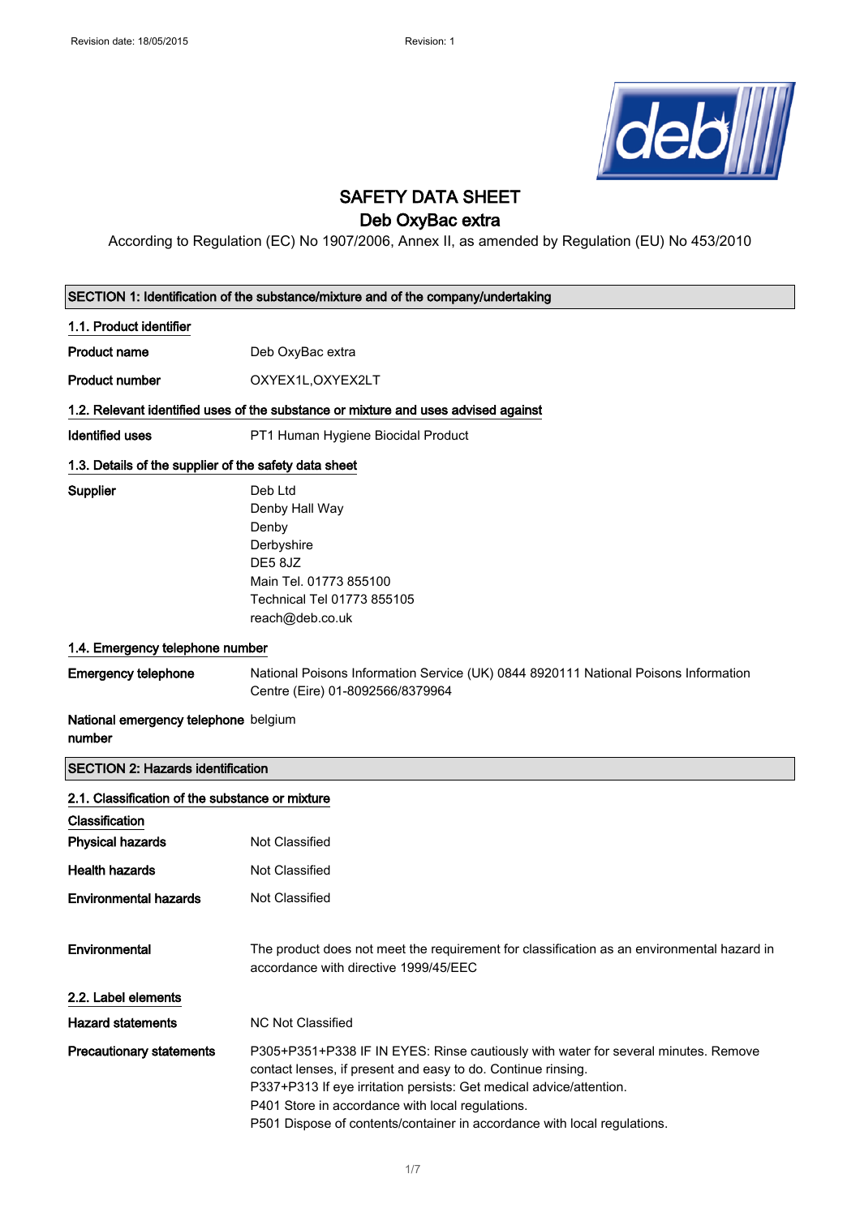# SAFETY DATA SHEET

## Deb OxyBac extra

According to Regulation (EC) No 1907/2006, Annex II, as amended by Regulation (EU) No 453/2010

## SECTION 1: Identification of the substance/mixture and of the company/undertaking

### 1.1. Product identifier

**Product name** Deb OxyBac extra

**Product number** OXYEX1L,OXYEX2LT

### 1.2. Relevant identified uses of the substance or mixture and uses advised against

**Identified uses** PT1 Human Hygiene Biocidal Product

### 1.3. Details of the supplier of the safety data sheet

**Supplier**

Deb Ltd
Denby Hall Way
Denby
Derbyshire
DE5 8JZ
Main Tel. 01773 855100
Technical Tel 01773 855105
reach@deb.co.uk

### 1.4. Emergency telephone number

**Emergency telephone** National Poisons Information Service (UK) 0844 8920111 National Poisons Information Centre (Eire) 01-8092566/8379964

**National emergency telephone number** belgium

## SECTION 2: Hazards identification

### 2.1. Classification of the substance or mixture

**Classification**

**Physical hazards** Not Classified

**Health hazards** Not Classified

**Environmental hazards** Not Classified

**Environmental** The product does not meet the requirement for classification as an environmental hazard in accordance with directive 1999/45/EEC

### 2.2. Label elements

**Hazard statements** NC Not Classified

**Precautionary statements**

P305+P351+P338 IF IN EYES: Rinse cautiously with water for several minutes. Remove contact lenses, if present and easy to do. Continue rinsing.
P337+P313 If eye irritation persists: Get medical advice/attention.
P401 Store in accordance with local regulations.
P501 Dispose of contents/container in accordance with local regulations.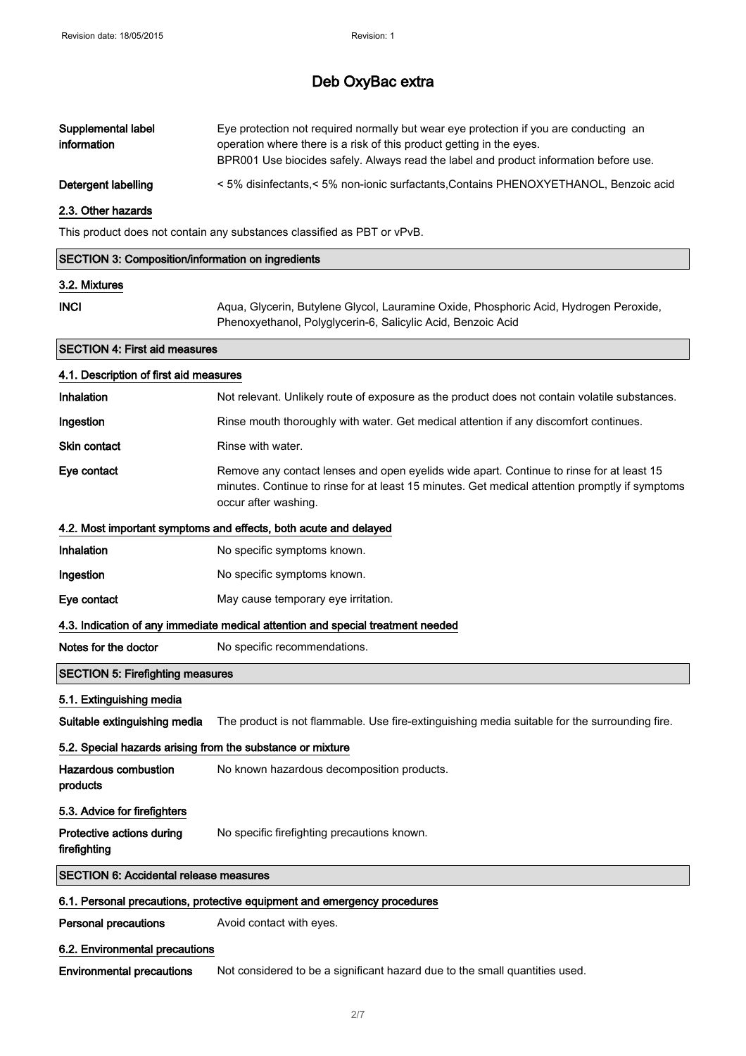**Supplemental label information** Eye protection not required normally but wear eye protection if you are conducting an operation where there is a risk of this product getting in the eyes.
BPR001 Use biocides safely. Always read the label and product information before use.

**Detergent labelling** < 5% disinfectants,< 5% non-ionic surfactants,Contains PHENOXYETHANOL, Benzoic acid

### 2.3. Other hazards

This product does not contain any substances classified as PBT or vPvB.

## SECTION 3: Composition/information on ingredients

### 3.2. Mixtures

**INCI** Aqua, Glycerin, Butylene Glycol, Lauramine Oxide, Phosphoric Acid, Hydrogen Peroxide, Phenoxyethanol, Polyglycerin-6, Salicylic Acid, Benzoic Acid

## SECTION 4: First aid measures

### 4.1. Description of first aid measures

**Inhalation** Not relevant. Unlikely route of exposure as the product does not contain volatile substances.

**Ingestion** Rinse mouth thoroughly with water. Get medical attention if any discomfort continues.

**Skin contact** Rinse with water.

**Eye contact** Remove any contact lenses and open eyelids wide apart. Continue to rinse for at least 15 minutes. Continue to rinse for at least 15 minutes. Get medical attention promptly if symptoms occur after washing.

### 4.2. Most important symptoms and effects, both acute and delayed

**Inhalation** No specific symptoms known.

**Ingestion** No specific symptoms known.

**Eye contact** May cause temporary eye irritation.

### 4.3. Indication of any immediate medical attention and special treatment needed

**Notes for the doctor** No specific recommendations.

## SECTION 5: Firefighting measures

### 5.1. Extinguishing media

**Suitable extinguishing media** The product is not flammable. Use fire-extinguishing media suitable for the surrounding fire.

### 5.2. Special hazards arising from the substance or mixture

**Hazardous combustion products** No known hazardous decomposition products.

### 5.3. Advice for firefighters

**Protective actions during firefighting** No specific firefighting precautions known.

## SECTION 6: Accidental release measures

### 6.1. Personal precautions, protective equipment and emergency procedures

**Personal precautions** Avoid contact with eyes.

### 6.2. Environmental precautions

**Environmental precautions** Not considered to be a significant hazard due to the small quantities used.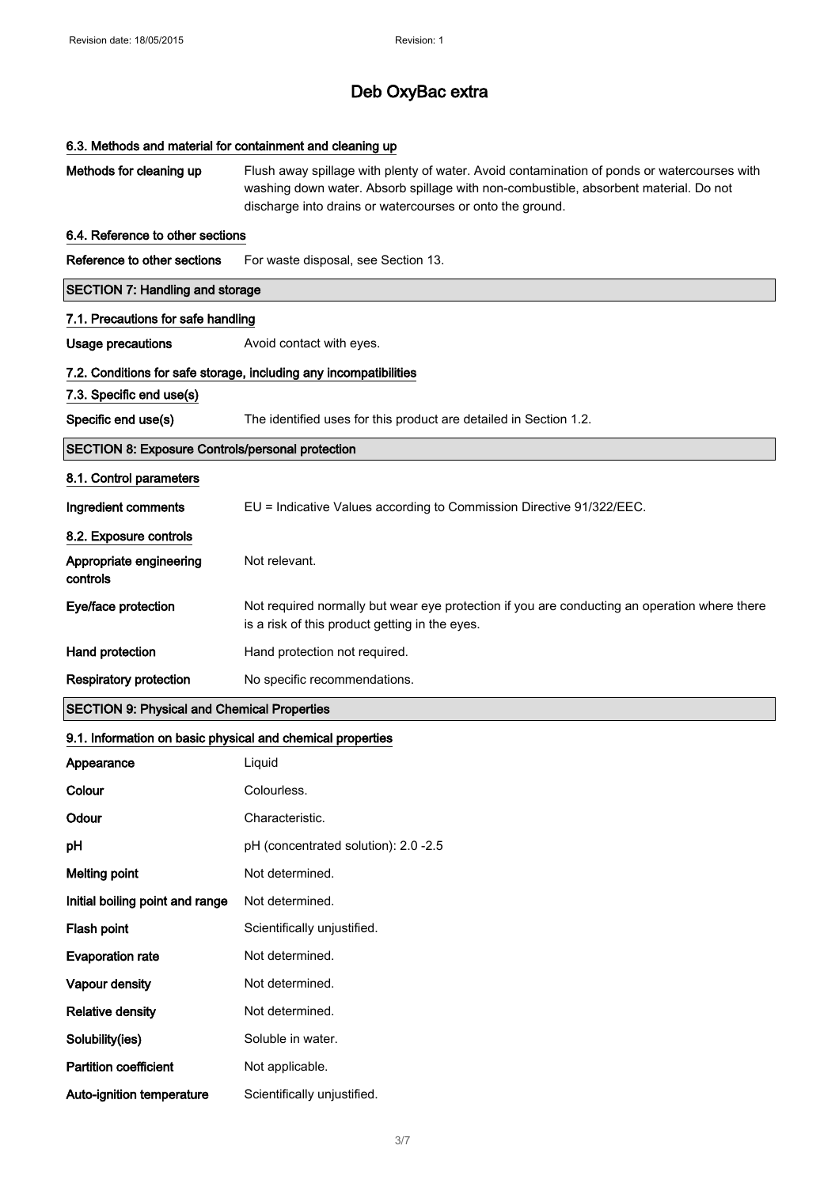# Deb OxyBac extra

### 6.3. Methods and material for containment and cleaning up

**Methods for cleaning up** Flush away spillage with plenty of water. Avoid contamination of ponds or watercourses with washing down water. Absorb spillage with non-combustible, absorbent material. Do not discharge into drains or watercourses or onto the ground.

### 6.4. Reference to other sections

**Reference to other sections** For waste disposal, see Section 13.

## SECTION 7: Handling and storage

### 7.1. Precautions for safe handling

**Usage precautions** Avoid contact with eyes.

### 7.2. Conditions for safe storage, including any incompatibilities

### 7.3. Specific end use(s)

**Specific end use(s)** The identified uses for this product are detailed in Section 1.2.

## SECTION 8: Exposure Controls/personal protection

### 8.1. Control parameters

**Ingredient comments** EU = Indicative Values according to Commission Directive 91/322/EEC.

### 8.2. Exposure controls

**Appropriate engineering controls** Not relevant.

**Eye/face protection** Not required normally but wear eye protection if you are conducting an operation where there is a risk of this product getting in the eyes.

**Hand protection** Hand protection not required.

**Respiratory protection** No specific recommendations.

## SECTION 9: Physical and Chemical Properties

### 9.1. Information on basic physical and chemical properties

| | |
|---|---|
| **Appearance** | Liquid |
| **Colour** | Colourless. |
| **Odour** | Characteristic. |
| **pH** | pH (concentrated solution): 2.0 -2.5 |
| **Melting point** | Not determined. |
| **Initial boiling point and range** | Not determined. |
| **Flash point** | Scientifically unjustified. |
| **Evaporation rate** | Not determined. |
| **Vapour density** | Not determined. |
| **Relative density** | Not determined. |
| **Solubility(ies)** | Soluble in water. |
| **Partition coefficient** | Not applicable. |
| **Auto-ignition temperature** | Scientifically unjustified. |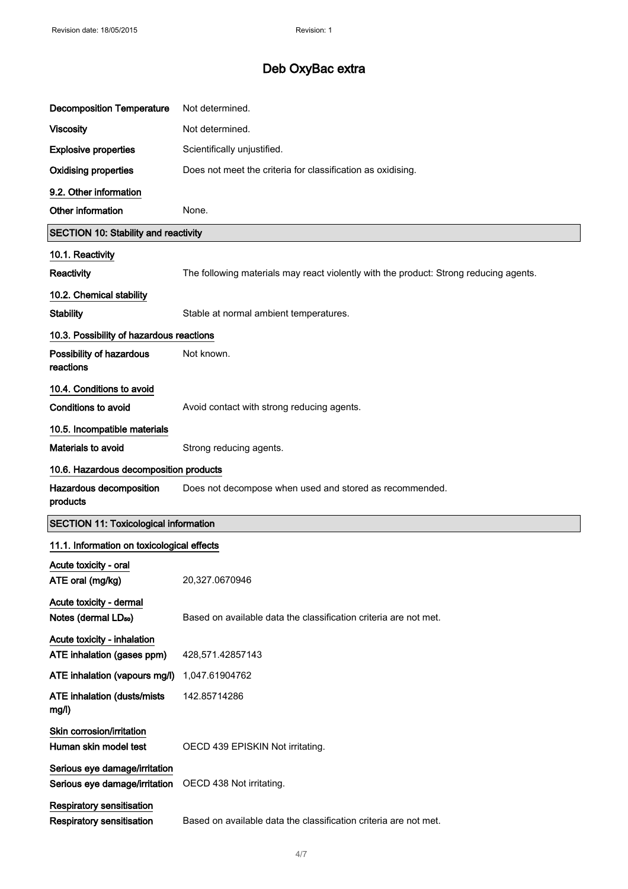| | |
|---|---|
| **Decomposition Temperature** | Not determined. |
| **Viscosity** | Not determined. |
| **Explosive properties** | Scientifically unjustified. |
| **Oxidising properties** | Does not meet the criteria for classification as oxidising. |

**9.2. Other information**

| | |
|---|---|
| **Other information** | None. |

## SECTION 10: Stability and reactivity

**10.1. Reactivity**

| | |
|---|---|
| **Reactivity** | The following materials may react violently with the product: Strong reducing agents. |

**10.2. Chemical stability**

| | |
|---|---|
| **Stability** | Stable at normal ambient temperatures. |

**10.3. Possibility of hazardous reactions**

| | |
|---|---|
| **Possibility of hazardous reactions** | Not known. |

**10.4. Conditions to avoid**

| | |
|---|---|
| **Conditions to avoid** | Avoid contact with strong reducing agents. |

**10.5. Incompatible materials**

| | |
|---|---|
| **Materials to avoid** | Strong reducing agents. |

**10.6. Hazardous decomposition products**

| | |
|---|---|
| **Hazardous decomposition products** | Does not decompose when used and stored as recommended. |

## SECTION 11: Toxicological information

**11.1. Information on toxicological effects**

**Acute toxicity - oral**

| | |
|---|---|
| **ATE oral (mg/kg)** | 20,327.0670946 |

**Acute toxicity - dermal**

| | |
|---|---|
| **Notes (dermal $LD_{50}$)** | Based on available data the classification criteria are not met. |

**Acute toxicity - inhalation**

| | |
|---|---|
| **ATE inhalation (gases ppm)** | 428,571.42857143 |
| **ATE inhalation (vapours mg/l)** | 1,047.61904762 |
| **ATE inhalation (dusts/mists mg/l)** | 142.85714286 |

**Skin corrosion/irritation**

| | |
|---|---|
| **Human skin model test** | OECD 439 EPISKIN Not irritating. |

**Serious eye damage/irritation**

| | |
|---|---|
| **Serious eye damage/irritation** | OECD 438 Not irritating. |

**Respiratory sensitisation**

| | |
|---|---|
| **Respiratory sensitisation** | Based on available data the classification criteria are not met. |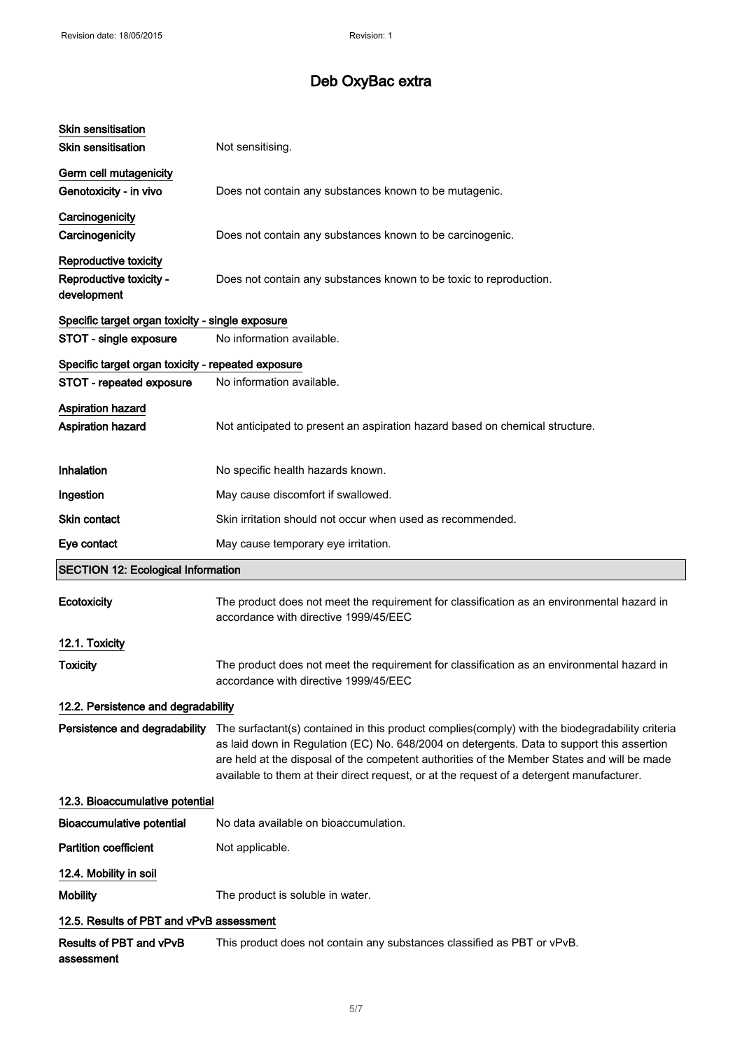**Skin sensitisation**

| | |
|---|---|
| **Skin sensitisation** | Not sensitising. |

**Germ cell mutagenicity**

| | |
|---|---|
| **Genotoxicity - in vivo** | Does not contain any substances known to be mutagenic. |

**Carcinogenicity**

| | |
|---|---|
| **Carcinogenicity** | Does not contain any substances known to be carcinogenic. |

**Reproductive toxicity**

| | |
|---|---|
| **Reproductive toxicity - development** | Does not contain any substances known to be toxic to reproduction. |

**Specific target organ toxicity - single exposure**

| | |
|---|---|
| **STOT - single exposure** | No information available. |

**Specific target organ toxicity - repeated exposure**

| | |
|---|---|
| **STOT - repeated exposure** | No information available. |

**Aspiration hazard**

| | |
|---|---|
| **Aspiration hazard** | Not anticipated to present an aspiration hazard based on chemical structure. |

| | |
|---|---|
| **Inhalation** | No specific health hazards known. |
| **Ingestion** | May cause discomfort if swallowed. |
| **Skin contact** | Skin irritation should not occur when used as recommended. |
| **Eye contact** | May cause temporary eye irritation. |

## SECTION 12: Ecological Information

| | |
|---|---|
| **Ecotoxicity** | The product does not meet the requirement for classification as an environmental hazard in accordance with directive 1999/45/EEC |

**12.1. Toxicity**

| | |
|---|---|
| **Toxicity** | The product does not meet the requirement for classification as an environmental hazard in accordance with directive 1999/45/EEC |

**12.2. Persistence and degradability**

| | |
|---|---|
| **Persistence and degradability** | The surfactant(s) contained in this product complies(comply) with the biodegradability criteria as laid down in Regulation (EC) No. 648/2004 on detergents. Data to support this assertion are held at the disposal of the competent authorities of the Member States and will be made available to them at their direct request, or at the request of a detergent manufacturer. |

**12.3. Bioaccumulative potential**

| | |
|---|---|
| **Bioaccumulative potential** | No data available on bioaccumulation. |
| **Partition coefficient** | Not applicable. |

**12.4. Mobility in soil**

| | |
|---|---|
| **Mobility** | The product is soluble in water. |

**12.5. Results of PBT and vPvB assessment**

| | |
|---|---|
| **Results of PBT and vPvB assessment** | This product does not contain any substances classified as PBT or vPvB. |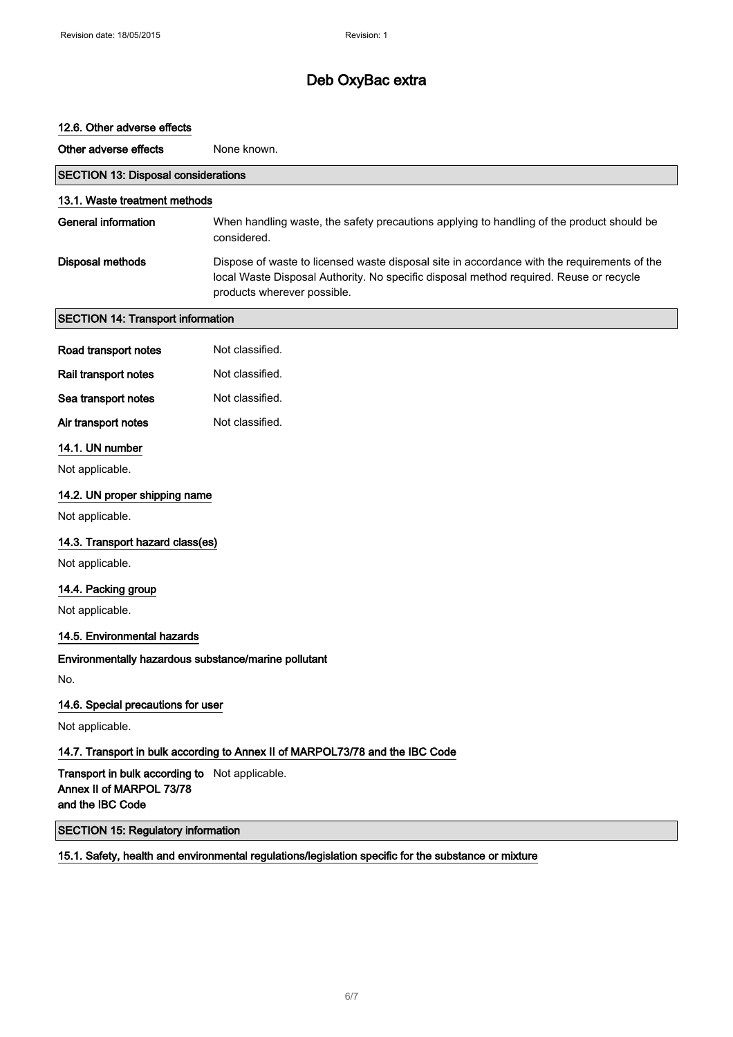### 12.6. Other adverse effects

**Other adverse effects** None known.

## SECTION 13: Disposal considerations

### 13.1. Waste treatment methods

**General information** When handling waste, the safety precautions applying to handling of the product should be considered.

**Disposal methods** Dispose of waste to licensed waste disposal site in accordance with the requirements of the local Waste Disposal Authority. No specific disposal method required. Reuse or recycle products wherever possible.

## SECTION 14: Transport information

**Road transport notes** Not classified.

**Rail transport notes** Not classified.

**Sea transport notes** Not classified.

**Air transport notes** Not classified.

### 14.1. UN number

Not applicable.

### 14.2. UN proper shipping name

Not applicable.

### 14.3. Transport hazard class(es)

Not applicable.

### 14.4. Packing group

Not applicable.

### 14.5. Environmental hazards

**Environmentally hazardous substance/marine pollutant**

No.

### 14.6. Special precautions for user

Not applicable.

### 14.7. Transport in bulk according to Annex II of MARPOL73/78 and the IBC Code

**Transport in bulk according to Annex II of MARPOL 73/78 and the IBC Code** Not applicable.

## SECTION 15: Regulatory information

### 15.1. Safety, health and environmental regulations/legislation specific for the substance or mixture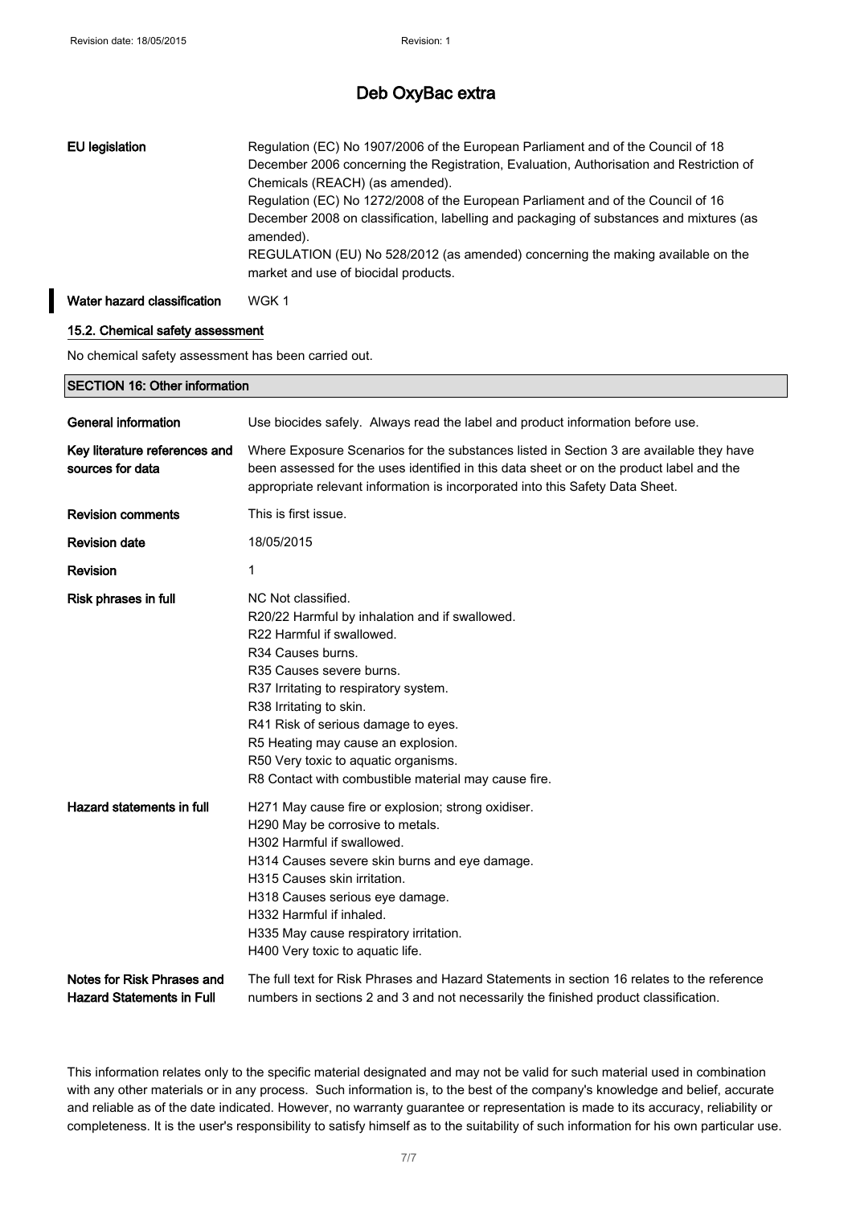# Deb OxyBac extra

| | |
|---|---|
| **EU legislation** | Regulation (EC) No 1907/2006 of the European Parliament and of the Council of 18 December 2006 concerning the Registration, Evaluation, Authorisation and Restriction of Chemicals (REACH) (as amended).<br>Regulation (EC) No 1272/2008 of the European Parliament and of the Council of 16 December 2008 on classification, labelling and packaging of substances and mixtures (as amended).<br>REGULATION (EU) No 528/2012 (as amended) concerning the making available on the market and use of biocidal products. |
| **Water hazard classification** | WGK 1 |

### 15.2. Chemical safety assessment

No chemical safety assessment has been carried out.

## SECTION 16: Other information

| | |
|---|---|
| **General information** | Use biocides safely. Always read the label and product information before use. |
| **Key literature references and sources for data** | Where Exposure Scenarios for the substances listed in Section 3 are available they have been assessed for the uses identified in this data sheet or on the product label and the appropriate relevant information is incorporated into this Safety Data Sheet. |
| **Revision comments** | This is first issue. |
| **Revision date** | 18/05/2015 |
| **Revision** | 1 |
| **Risk phrases in full** | NC Not classified.<br>R20/22 Harmful by inhalation and if swallowed.<br>R22 Harmful if swallowed.<br>R34 Causes burns.<br>R35 Causes severe burns.<br>R37 Irritating to respiratory system.<br>R38 Irritating to skin.<br>R41 Risk of serious damage to eyes.<br>R5 Heating may cause an explosion.<br>R50 Very toxic to aquatic organisms.<br>R8 Contact with combustible material may cause fire. |
| **Hazard statements in full** | H271 May cause fire or explosion; strong oxidiser.<br>H290 May be corrosive to metals.<br>H302 Harmful if swallowed.<br>H314 Causes severe skin burns and eye damage.<br>H315 Causes skin irritation.<br>H318 Causes serious eye damage.<br>H332 Harmful if inhaled.<br>H335 May cause respiratory irritation.<br>H400 Very toxic to aquatic life. |
| **Notes for Risk Phrases and Hazard Statements in Full** | The full text for Risk Phrases and Hazard Statements in section 16 relates to the reference numbers in sections 2 and 3 and not necessarily the finished product classification. |

This information relates only to the specific material designated and may not be valid for such material used in combination with any other materials or in any process. Such information is, to the best of the company's knowledge and belief, accurate and reliable as of the date indicated. However, no warranty guarantee or representation is made to its accuracy, reliability or completeness. It is the user's responsibility to satisfy himself as to the suitability of such information for his own particular use.